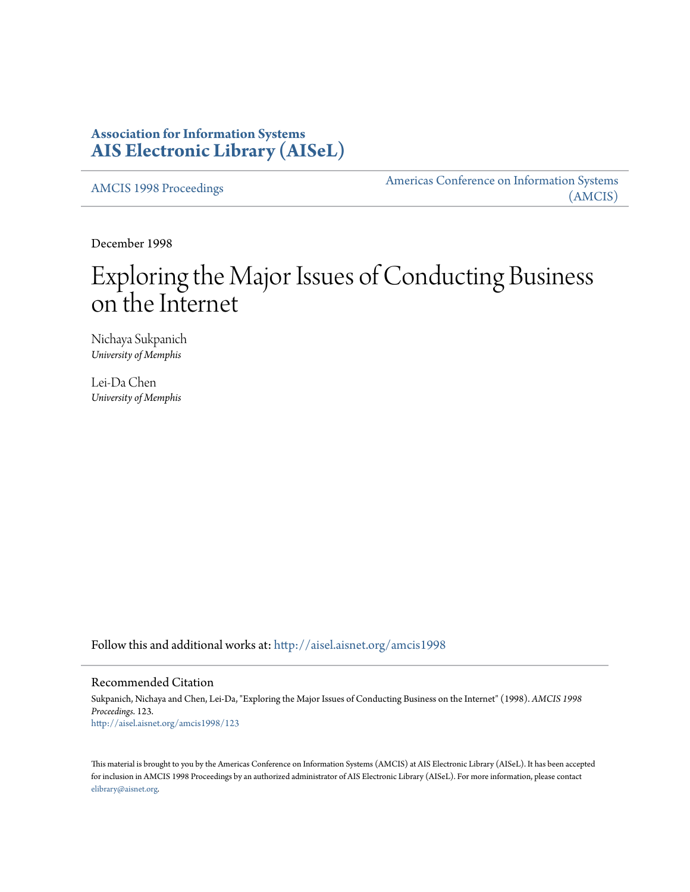# Association for Information Systems
# AIS Electronic Library (AISeL)

AMCIS 1998 Proceedings

Americas Conference on Information Systems (AMCIS)

December 1998

# Exploring the Major Issues of Conducting Business on the Internet

Nichaya Sukpanich
*University of Memphis*

Lei-Da Chen
*University of Memphis*

Follow this and additional works at: http://aisel.aisnet.org/amcis1998

## Recommended Citation

Sukpanich, Nichaya and Chen, Lei-Da, "Exploring the Major Issues of Conducting Business on the Internet" (1998). *AMCIS 1998 Proceedings*. 123.
http://aisel.aisnet.org/amcis1998/123

This material is brought to you by the Americas Conference on Information Systems (AMCIS) at AIS Electronic Library (AISeL). It has been accepted for inclusion in AMCIS 1998 Proceedings by an authorized administrator of AIS Electronic Library (AISeL). For more information, please contact elibrary@aisnet.org.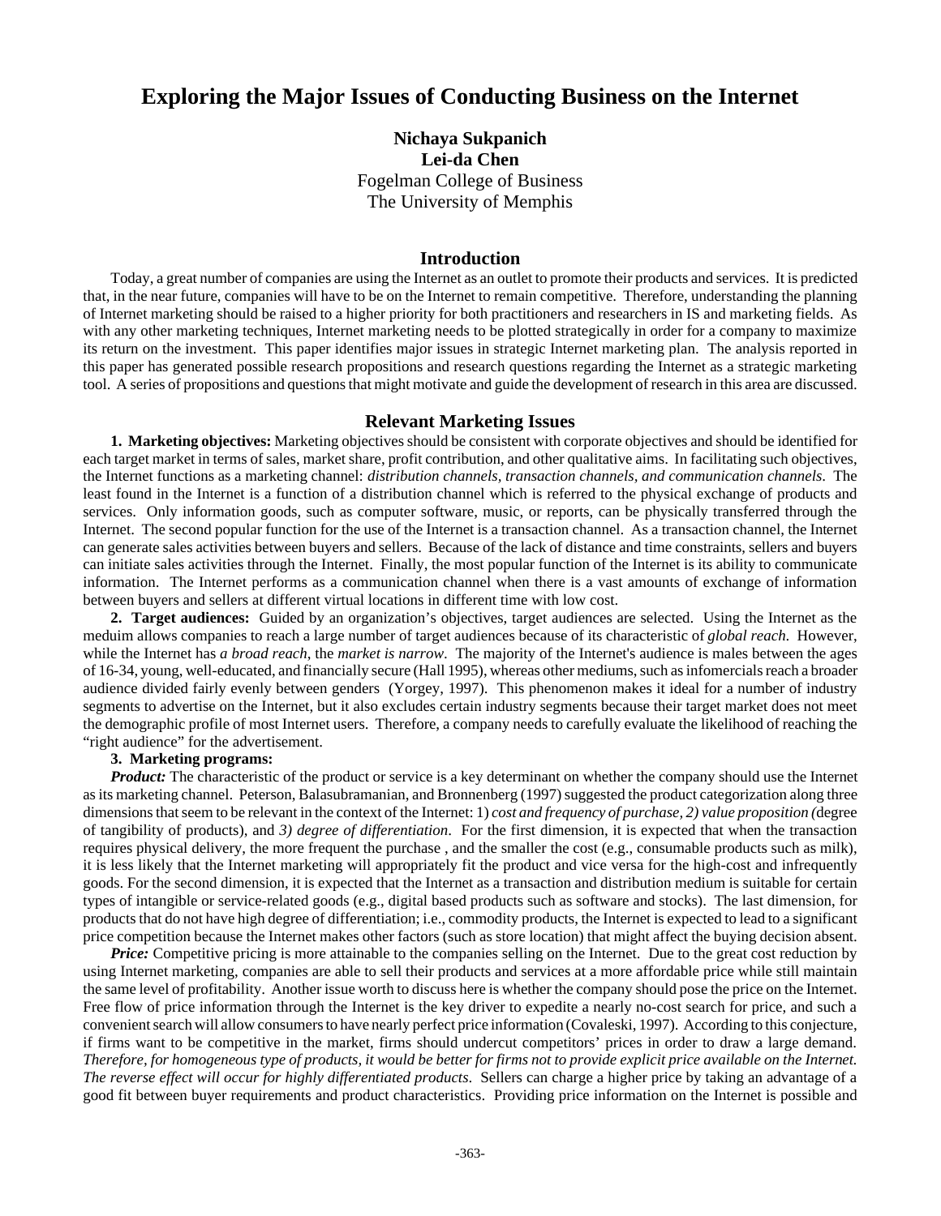# Exploring the Major Issues of Conducting Business on the Internet

**Nichaya Sukpanich**
**Lei-da Chen**
Fogelman College of Business
The University of Memphis

## Introduction

Today, a great number of companies are using the Internet as an outlet to promote their products and services. It is predicted that, in the near future, companies will have to be on the Internet to remain competitive. Therefore, understanding the planning of Internet marketing should be raised to a higher priority for both practitioners and researchers in IS and marketing fields. As with any other marketing techniques, Internet marketing needs to be plotted strategically in order for a company to maximize its return on the investment. This paper identifies major issues in strategic Internet marketing plan. The analysis reported in this paper has generated possible research propositions and research questions regarding the Internet as a strategic marketing tool. A series of propositions and questions that might motivate and guide the development of research in this area are discussed.

## Relevant Marketing Issues

**1. Marketing objectives:** Marketing objectives should be consistent with corporate objectives and should be identified for each target market in terms of sales, market share, profit contribution, and other qualitative aims. In facilitating such objectives, the Internet functions as a marketing channel: *distribution channels, transaction channels, and communication channels*. The least found in the Internet is a function of a distribution channel which is referred to the physical exchange of products and services. Only information goods, such as computer software, music, or reports, can be physically transferred through the Internet. The second popular function for the use of the Internet is a transaction channel. As a transaction channel, the Internet can generate sales activities between buyers and sellers. Because of the lack of distance and time constraints, sellers and buyers can initiate sales activities through the Internet. Finally, the most popular function of the Internet is its ability to communicate information. The Internet performs as a communication channel when there is a vast amounts of exchange of information between buyers and sellers at different virtual locations in different time with low cost.

**2. Target audiences:** Guided by an organization's objectives, target audiences are selected. Using the Internet as the meduim allows companies to reach a large number of target audiences because of its characteristic of *global reach.* However, while the Internet has *a broad reach*, the *market is narrow*. The majority of the Internet's audience is males between the ages of 16-34, young, well-educated, and financially secure (Hall 1995), whereas other mediums, such as infomercials reach a broader audience divided fairly evenly between genders (Yorgey, 1997). This phenomenon makes it ideal for a number of industry segments to advertise on the Internet, but it also excludes certain industry segments because their target market does not meet the demographic profile of most Internet users. Therefore, a company needs to carefully evaluate the likelihood of reaching the "right audience" for the advertisement.

**3. Marketing programs:**

***Product:*** The characteristic of the product or service is a key determinant on whether the company should use the Internet as its marketing channel. Peterson, Balasubramanian, and Bronnenberg (1997) suggested the product categorization along three dimensions that seem to be relevant in the context of the Internet: 1) *cost and frequency of purchase, 2) value proposition (*degree of tangibility of products), and *3) degree of differentiation*. For the first dimension, it is expected that when the transaction requires physical delivery, the more frequent the purchase , and the smaller the cost (e.g., consumable products such as milk), it is less likely that the Internet marketing will appropriately fit the product and vice versa for the high-cost and infrequently goods. For the second dimension, it is expected that the Internet as a transaction and distribution medium is suitable for certain types of intangible or service-related goods (e.g., digital based products such as software and stocks). The last dimension, for products that do not have high degree of differentiation; i.e., commodity products, the Internet is expected to lead to a significant price competition because the Internet makes other factors (such as store location) that might affect the buying decision absent.

***Price:*** Competitive pricing is more attainable to the companies selling on the Internet. Due to the great cost reduction by using Internet marketing, companies are able to sell their products and services at a more affordable price while still maintain the same level of profitability. Another issue worth to discuss here is whether the company should pose the price on the Internet. Free flow of price information through the Internet is the key driver to expedite a nearly no-cost search for price, and such a convenient search will allow consumers to have nearly perfect price information (Covaleski, 1997). According to this conjecture, if firms want to be competitive in the market, firms should undercut competitors' prices in order to draw a large demand. *Therefore, for homogeneous type of products, it would be better for firms not to provide explicit price available on the Internet. The reverse effect will occur for highly differentiated products.* Sellers can charge a higher price by taking an advantage of a good fit between buyer requirements and product characteristics. Providing price information on the Internet is possible and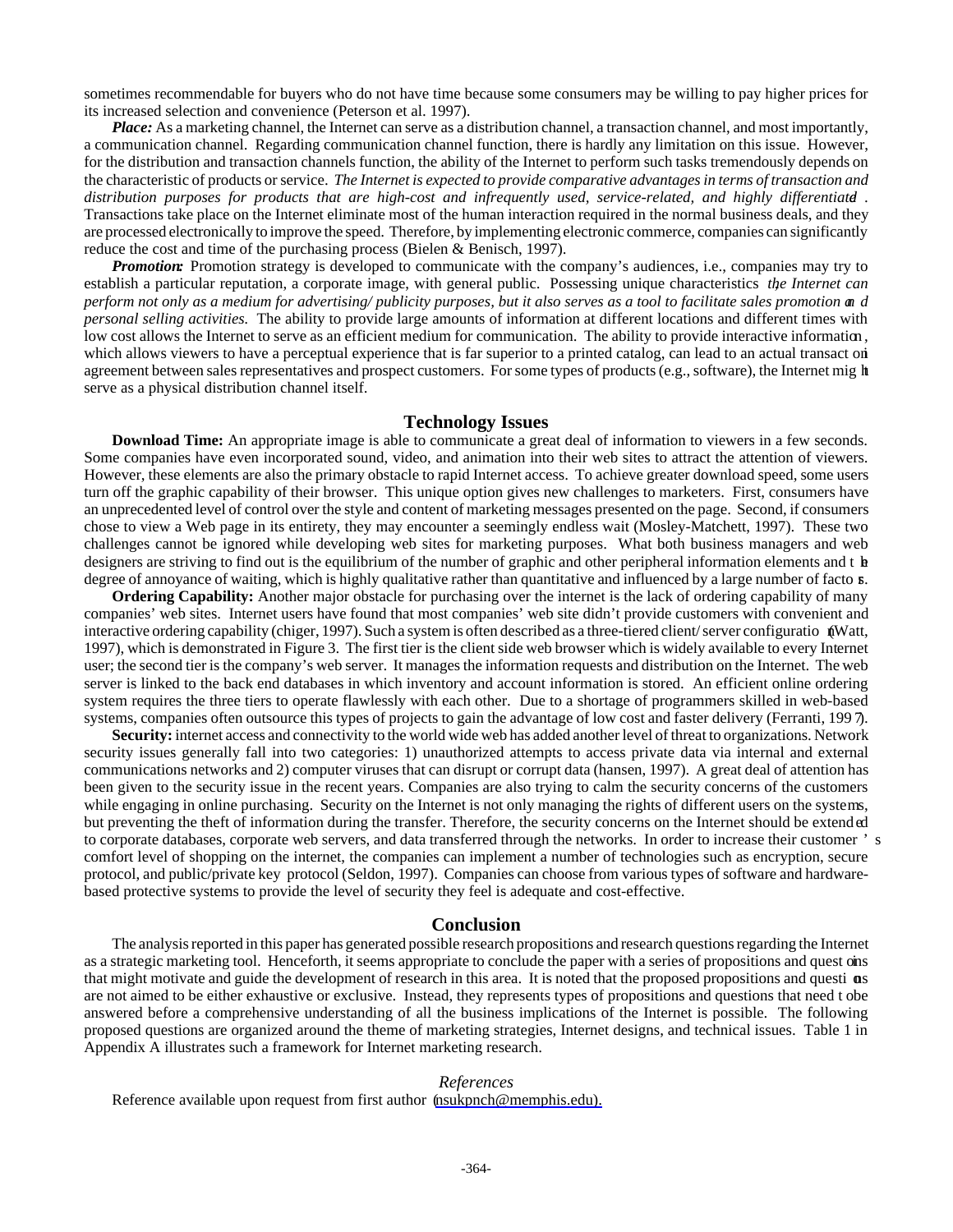sometimes recommendable for buyers who do not have time because some consumers may be willing to pay higher prices for its increased selection and convenience (Peterson et al. 1997).

***Place:*** As a marketing channel, the Internet can serve as a distribution channel, a transaction channel, and most importantly, a communication channel. Regarding communication channel function, there is hardly any limitation on this issue. However, for the distribution and transaction channels function, the ability of the Internet to perform such tasks tremendously depends on the characteristic of products or service. *The Internet is expected to provide comparative advantages in terms of transaction and distribution purposes for products that are high-cost and infrequently used, service-related, and highly differentiated*. Transactions take place on the Internet eliminate most of the human interaction required in the normal business deals, and they are processed electronically to improve the speed. Therefore, by implementing electronic commerce, companies can significantly reduce the cost and time of the purchasing process (Bielen & Benisch, 1997).

***Promotion:*** Promotion strategy is developed to communicate with the company's audiences, i.e., companies may try to establish a particular reputation, a corporate image, with general public. Possessing unique characteristics, *the Internet can perform not only as a medium for advertising/ publicity purposes, but it also serves as a tool to facilitate sales promotion and personal selling activities.* The ability to provide large amounts of information at different locations and different times with low cost allows the Internet to serve as an efficient medium for communication. The ability to provide interactive information, which allows viewers to have a perceptual experience that is far superior to a printed catalog, can lead to an actual transaction agreement between sales representatives and prospect customers. For some types of products (e.g., software), the Internet might serve as a physical distribution channel itself.

## Technology Issues

**Download Time:** An appropriate image is able to communicate a great deal of information to viewers in a few seconds. Some companies have even incorporated sound, video, and animation into their web sites to attract the attention of viewers. However, these elements are also the primary obstacle to rapid Internet access. To achieve greater download speed, some users turn off the graphic capability of their browser. This unique option gives new challenges to marketers. First, consumers have an unprecedented level of control over the style and content of marketing messages presented on the page. Second, if consumers chose to view a Web page in its entirety, they may encounter a seemingly endless wait (Mosley-Matchett, 1997). These two challenges cannot be ignored while developing web sites for marketing purposes. What both business managers and web designers are striving to find out is the equilibrium of the number of graphic and other peripheral information elements and the degree of annoyance of waiting, which is highly qualitative rather than quantitative and influenced by a large number of factors.

**Ordering Capability:** Another major obstacle for purchasing over the internet is the lack of ordering capability of many companies' web sites. Internet users have found that most companies' web site didn't provide customers with convenient and interactive ordering capability (chiger, 1997). Such a system is often described as a three-tiered client/ server configuration (Watt, 1997), which is demonstrated in Figure 3. The first tier is the client side web browser which is widely available to every Internet user; the second tier is the company's web server. It manages the information requests and distribution on the Internet. The web server is linked to the back end databases in which inventory and account information is stored. An efficient online ordering system requires the three tiers to operate flawlessly with each other. Due to a shortage of programmers skilled in web-based systems, companies often outsource this types of projects to gain the advantage of low cost and faster delivery (Ferranti, 1997).

**Security:** internet access and connectivity to the world wide web has added another level of threat to organizations. Network security issues generally fall into two categories: 1) unauthorized attempts to access private data via internal and external communications networks and 2) computer viruses that can disrupt or corrupt data (hansen, 1997). A great deal of attention has been given to the security issue in the recent years. Companies are also trying to calm the security concerns of the customers while engaging in online purchasing. Security on the Internet is not only managing the rights of different users on the systems, but preventing the theft of information during the transfer. Therefore, the security concerns on the Internet should be extended to corporate databases, corporate web servers, and data transferred through the networks. In order to increase their customer's comfort level of shopping on the internet, the companies can implement a number of technologies such as encryption, secure protocol, and public/private key protocol (Seldon, 1997). Companies can choose from various types of software and hardware-based protective systems to provide the level of security they feel is adequate and cost-effective.

## Conclusion

The analysis reported in this paper has generated possible research propositions and research questions regarding the Internet as a strategic marketing tool. Henceforth, it seems appropriate to conclude the paper with a series of propositions and questions that might motivate and guide the development of research in this area. It is noted that the proposed propositions and questions are not aimed to be either exhaustive or exclusive. Instead, they represents types of propositions and questions that need to be answered before a comprehensive understanding of all the business implications of the Internet is possible. The following proposed questions are organized around the theme of marketing strategies, Internet designs, and technical issues. Table 1 in Appendix A illustrates such a framework for Internet marketing research.

### *References*

Reference available upon request from first author (nsukpnch@memphis.edu).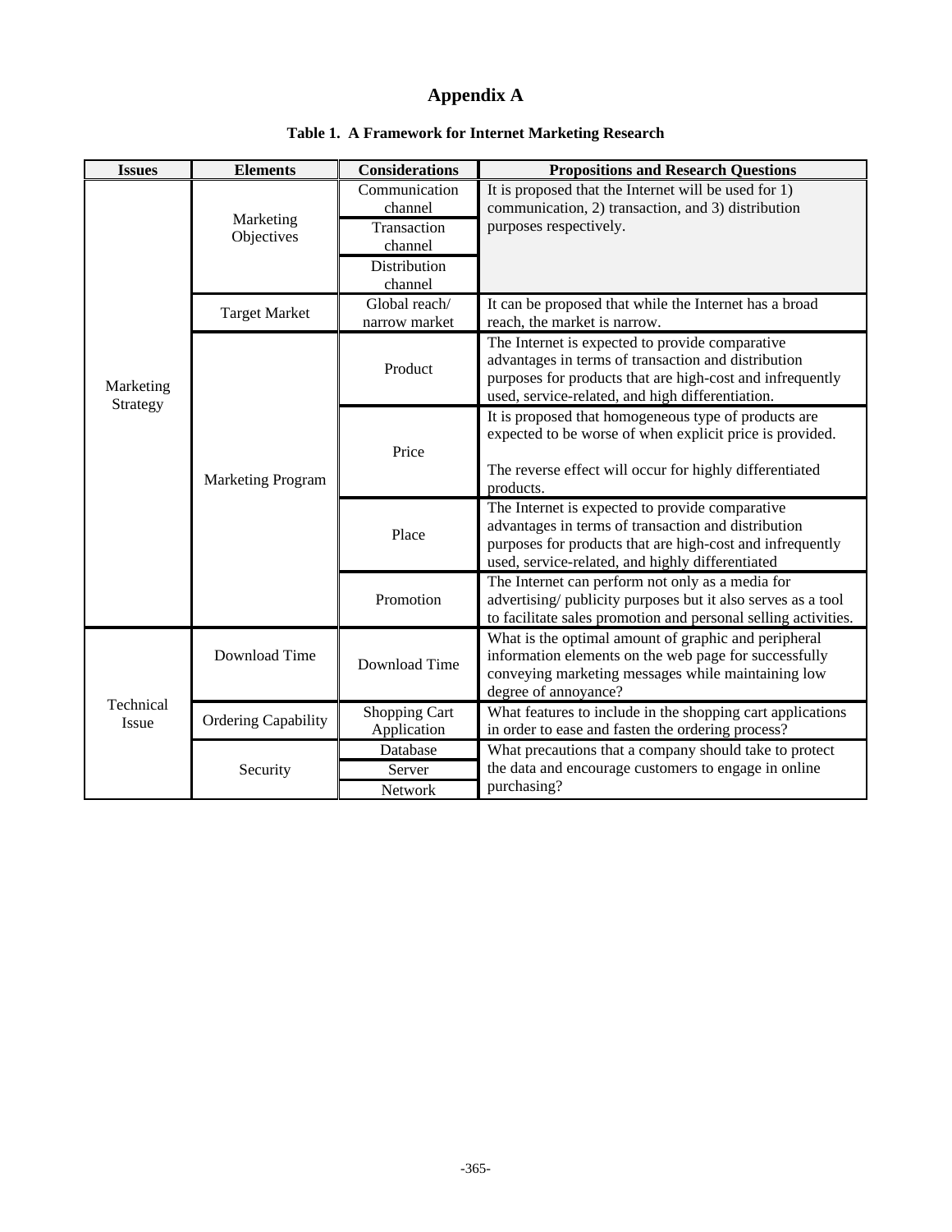# Appendix A

**Table 1. A Framework for Internet Marketing Research**

| Issues | Elements | Considerations | Propositions and Research Questions |
|---|---|---|---|
| Marketing Strategy | Marketing Objectives | Communication channel | It is proposed that the Internet will be used for 1) communication, 2) transaction, and 3) distribution purposes respectively. |
| | | Transaction channel | |
| | | Distribution channel | |
| | Target Market | Global reach/ narrow market | It can be proposed that while the Internet has a broad reach, the market is narrow. |
| | Marketing Program | Product | The Internet is expected to provide comparative advantages in terms of transaction and distribution purposes for products that are high-cost and infrequently used, service-related, and high differentiation. |
| | | Price | It is proposed that homogeneous type of products are expected to be worse of when explicit price is provided. The reverse effect will occur for highly differentiated products. |
| | | Place | The Internet is expected to provide comparative advantages in terms of transaction and distribution purposes for products that are high-cost and infrequently used, service-related, and highly differentiated |
| | | Promotion | The Internet can perform not only as a media for advertising/ publicity purposes but it also serves as a tool to facilitate sales promotion and personal selling activities. |
| Technical Issue | Download Time | Download Time | What is the optimal amount of graphic and peripheral information elements on the web page for successfully conveying marketing messages while maintaining low degree of annoyance? |
| | Ordering Capability | Shopping Cart Application | What features to include in the shopping cart applications in order to ease and fasten the ordering process? |
| | Security | Database | What precautions that a company should take to protect the data and encourage customers to engage in online purchasing? |
| | | Server | |
| | | Network | |